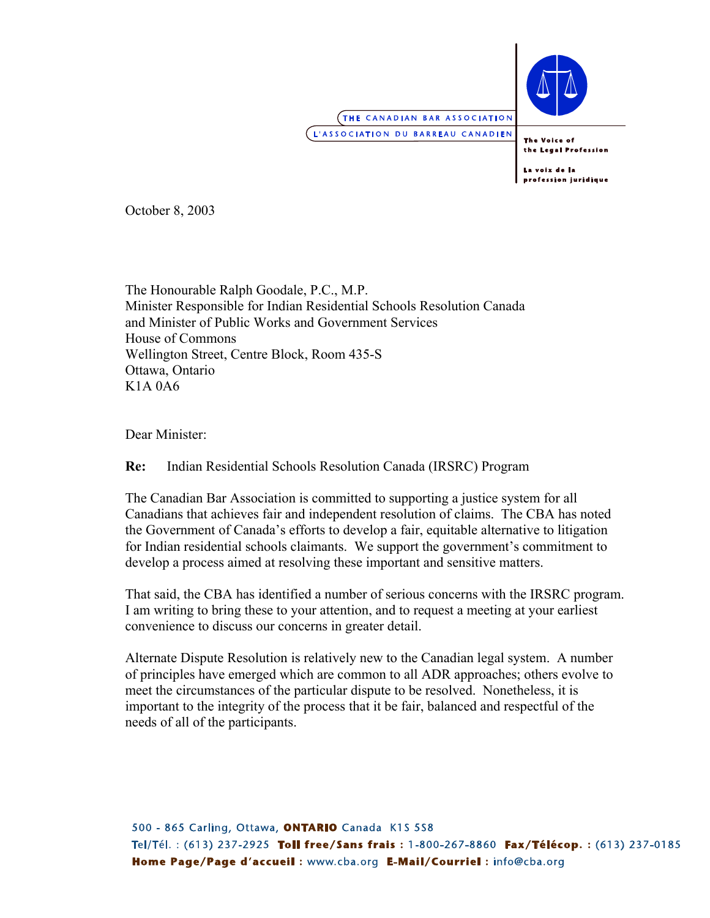THE CANADIAN BAR ASSOCIATION
L'ASSOCIATION DU BARREAU CANADIEN

The Voice of the Legal Profession

La voix de la profession juridique

October 8, 2003

The Honourable Ralph Goodale, P.C., M.P.
Minister Responsible for Indian Residential Schools Resolution Canada
and Minister of Public Works and Government Services
House of Commons
Wellington Street, Centre Block, Room 435-S
Ottawa, Ontario
K1A 0A6

Dear Minister:

**Re:** Indian Residential Schools Resolution Canada (IRSRC) Program

The Canadian Bar Association is committed to supporting a justice system for all Canadians that achieves fair and independent resolution of claims. The CBA has noted the Government of Canada's efforts to develop a fair, equitable alternative to litigation for Indian residential schools claimants. We support the government's commitment to develop a process aimed at resolving these important and sensitive matters.

That said, the CBA has identified a number of serious concerns with the IRSRC program. I am writing to bring these to your attention, and to request a meeting at your earliest convenience to discuss our concerns in greater detail.

Alternate Dispute Resolution is relatively new to the Canadian legal system. A number of principles have emerged which are common to all ADR approaches; others evolve to meet the circumstances of the particular dispute to be resolved. Nonetheless, it is important to the integrity of the process that it be fair, balanced and respectful of the needs of all of the participants.

500 - 865 Carling, Ottawa, **ONTARIO** Canada K1S 5S8
**Tel/Tél.** : (613) 237-2925 **Toll free/Sans frais** : 1-800-267-8860 **Fax/Télécop.** : (613) 237-0185
**Home Page/Page d'accueil** : www.cba.org **E-Mail/Courriel** : info@cba.org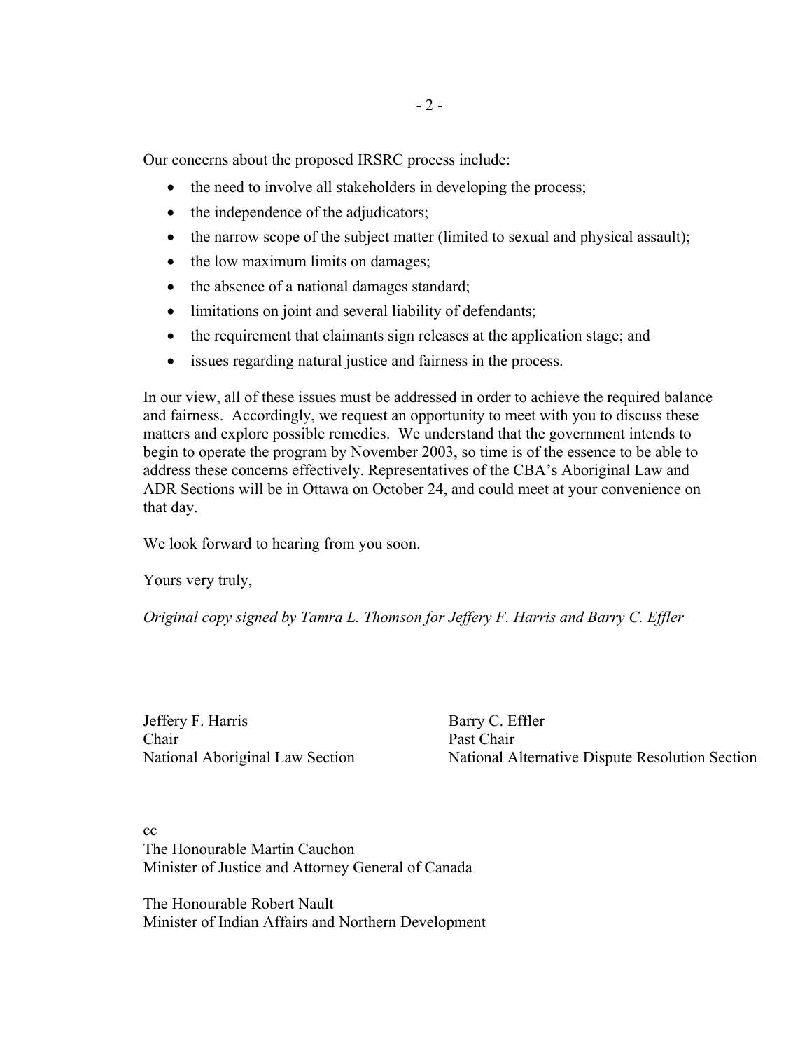Our concerns about the proposed IRSRC process include:

- the need to involve all stakeholders in developing the process;
- the independence of the adjudicators;
- the narrow scope of the subject matter (limited to sexual and physical assault);
- the low maximum limits on damages;
- the absence of a national damages standard;
- limitations on joint and several liability of defendants;
- the requirement that claimants sign releases at the application stage; and
- issues regarding natural justice and fairness in the process.

In our view, all of these issues must be addressed in order to achieve the required balance and fairness. Accordingly, we request an opportunity to meet with you to discuss these matters and explore possible remedies. We understand that the government intends to begin to operate the program by November 2003, so time is of the essence to be able to address these concerns effectively. Representatives of the CBA's Aboriginal Law and ADR Sections will be in Ottawa on October 24, and could meet at your convenience on that day.

We look forward to hearing from you soon.

Yours very truly,

*Original copy signed by Tamra L. Thomson for Jeffery F. Harris and Barry C. Effler*

Jeffery F. Harris
Chair
National Aboriginal Law Section

Barry C. Effler
Past Chair
National Alternative Dispute Resolution Section

cc
The Honourable Martin Cauchon
Minister of Justice and Attorney General of Canada

The Honourable Robert Nault
Minister of Indian Affairs and Northern Development